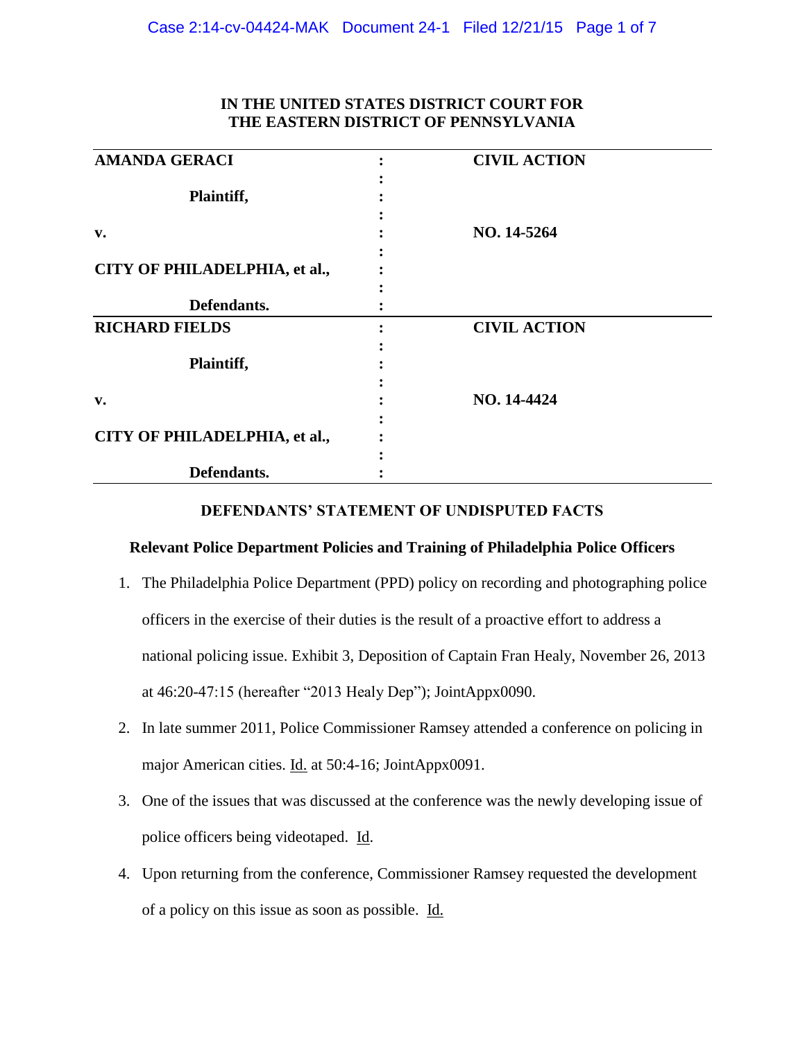**IN THE UNITED STATES DISTRICT COURT FOR THE EASTERN DISTRICT OF PENNSYLVANIA**

| | | |
|---|---|---|
| **AMANDA GERACI** | : | **CIVIL ACTION** |
| **Plaintiff,** | : | |
| **v.** | : | **NO. 14-5264** |
| **CITY OF PHILADELPHIA, et al.,** | : | |
| **Defendants.** | : | |
| **RICHARD FIELDS** | : | **CIVIL ACTION** |
| **Plaintiff,** | : | |
| **v.** | : | **NO. 14-4424** |
| **CITY OF PHILADELPHIA, et al.,** | : | |
| **Defendants.** | : | |

## DEFENDANTS' STATEMENT OF UNDISPUTED FACTS

### Relevant Police Department Policies and Training of Philadelphia Police Officers

1. The Philadelphia Police Department (PPD) policy on recording and photographing police officers in the exercise of their duties is the result of a proactive effort to address a national policing issue. Exhibit 3, Deposition of Captain Fran Healy, November 26, 2013 at 46:20-47:15 (hereafter "2013 Healy Dep"); JointAppx0090.
2. In late summer 2011, Police Commissioner Ramsey attended a conference on policing in major American cities. Id. at 50:4-16; JointAppx0091.
3. One of the issues that was discussed at the conference was the newly developing issue of police officers being videotaped. Id.
4. Upon returning from the conference, Commissioner Ramsey requested the development of a policy on this issue as soon as possible. Id.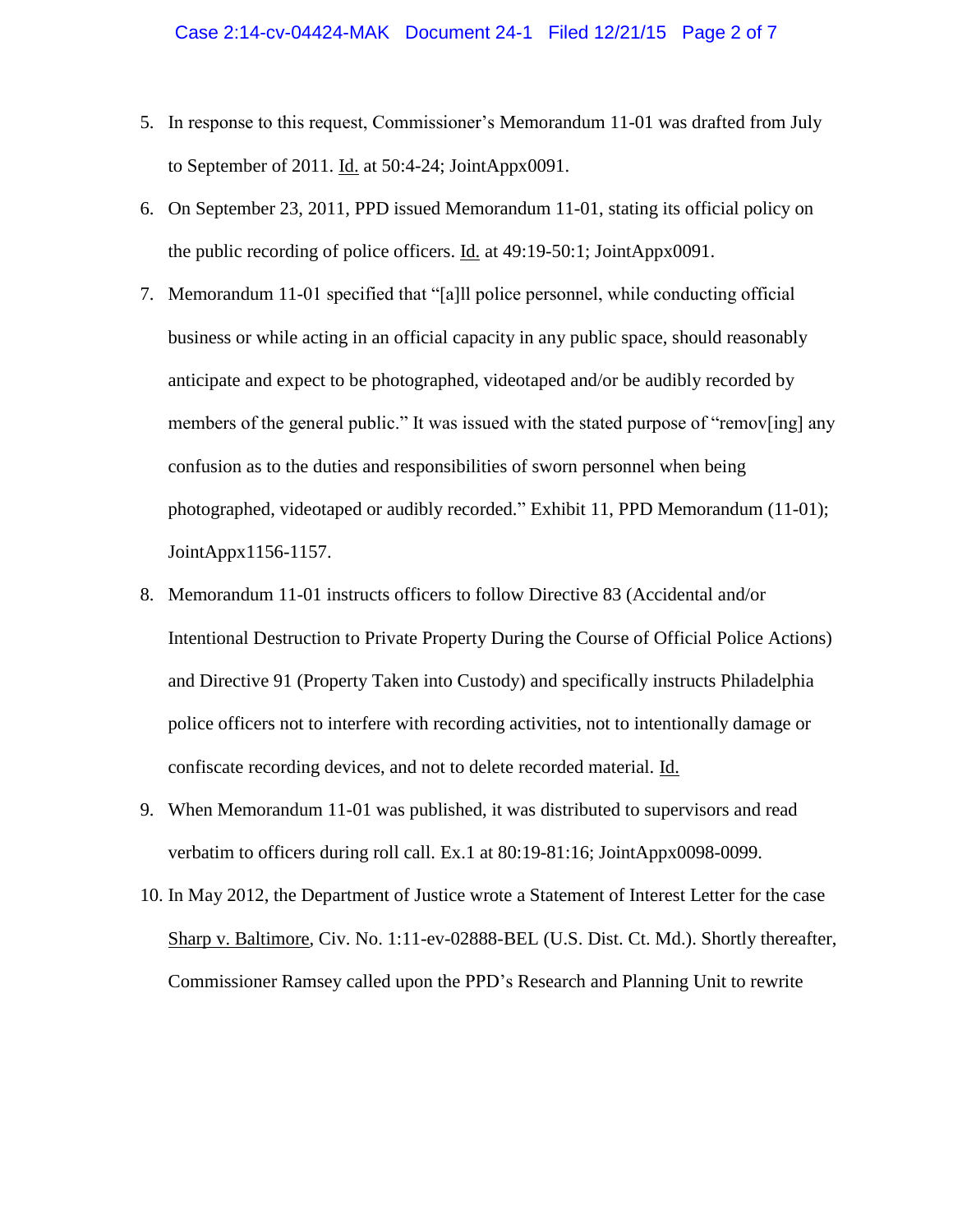5. In response to this request, Commissioner's Memorandum 11-01 was drafted from July to September of 2011. Id. at 50:4-24; JointAppx0091.

6. On September 23, 2011, PPD issued Memorandum 11-01, stating its official policy on the public recording of police officers. Id. at 49:19-50:1; JointAppx0091.

7. Memorandum 11-01 specified that "[a]ll police personnel, while conducting official business or while acting in an official capacity in any public space, should reasonably anticipate and expect to be photographed, videotaped and/or be audibly recorded by members of the general public." It was issued with the stated purpose of "remov[ing] any confusion as to the duties and responsibilities of sworn personnel when being photographed, videotaped or audibly recorded." Exhibit 11, PPD Memorandum (11-01); JointAppx1156-1157.

8. Memorandum 11-01 instructs officers to follow Directive 83 (Accidental and/or Intentional Destruction to Private Property During the Course of Official Police Actions) and Directive 91 (Property Taken into Custody) and specifically instructs Philadelphia police officers not to interfere with recording activities, not to intentionally damage or confiscate recording devices, and not to delete recorded material. Id.

9. When Memorandum 11-01 was published, it was distributed to supervisors and read verbatim to officers during roll call. Ex.1 at 80:19-81:16; JointAppx0098-0099.

10. In May 2012, the Department of Justice wrote a Statement of Interest Letter for the case Sharp v. Baltimore, Civ. No. 1:11-ev-02888-BEL (U.S. Dist. Ct. Md.). Shortly thereafter, Commissioner Ramsey called upon the PPD's Research and Planning Unit to rewrite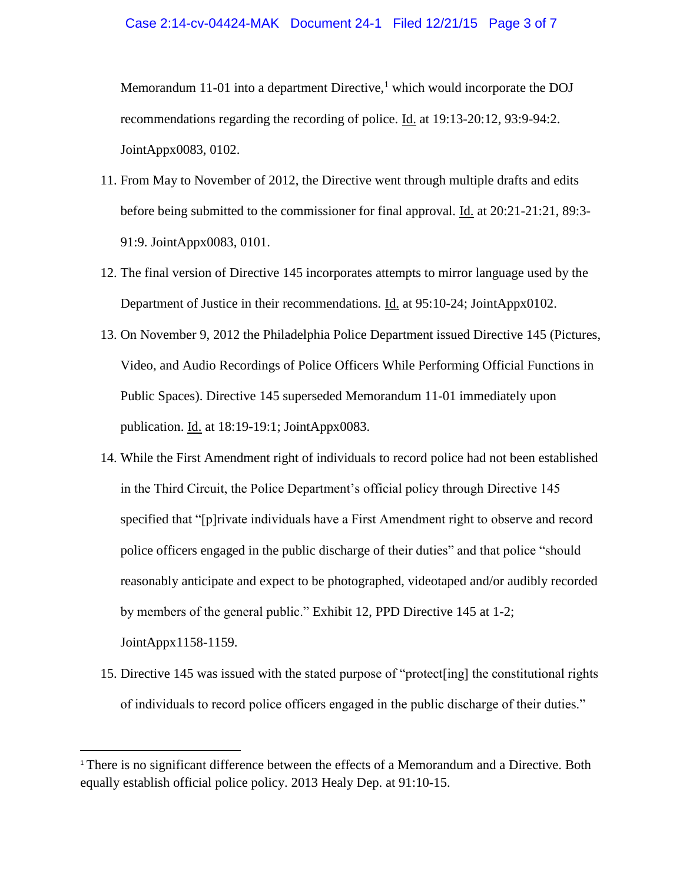Memorandum 11-01 into a department Directive,[1] which would incorporate the DOJ recommendations regarding the recording of police. Id. at 19:13-20:12, 93:9-94:2. JointAppx0083, 0102.

11. From May to November of 2012, the Directive went through multiple drafts and edits before being submitted to the commissioner for final approval. Id. at 20:21-21:21, 89:3-91:9. JointAppx0083, 0101.

12. The final version of Directive 145 incorporates attempts to mirror language used by the Department of Justice in their recommendations. Id. at 95:10-24; JointAppx0102.

13. On November 9, 2012 the Philadelphia Police Department issued Directive 145 (Pictures, Video, and Audio Recordings of Police Officers While Performing Official Functions in Public Spaces). Directive 145 superseded Memorandum 11-01 immediately upon publication. Id. at 18:19-19:1; JointAppx0083.

14. While the First Amendment right of individuals to record police had not been established in the Third Circuit, the Police Department's official policy through Directive 145 specified that "[p]rivate individuals have a First Amendment right to observe and record police officers engaged in the public discharge of their duties" and that police "should reasonably anticipate and expect to be photographed, videotaped and/or audibly recorded by members of the general public." Exhibit 12, PPD Directive 145 at 1-2; JointAppx1158-1159.

15. Directive 145 was issued with the stated purpose of "protect[ing] the constitutional rights of individuals to record police officers engaged in the public discharge of their duties."

---

[1] There is no significant difference between the effects of a Memorandum and a Directive. Both equally establish official police policy. 2013 Healy Dep. at 91:10-15.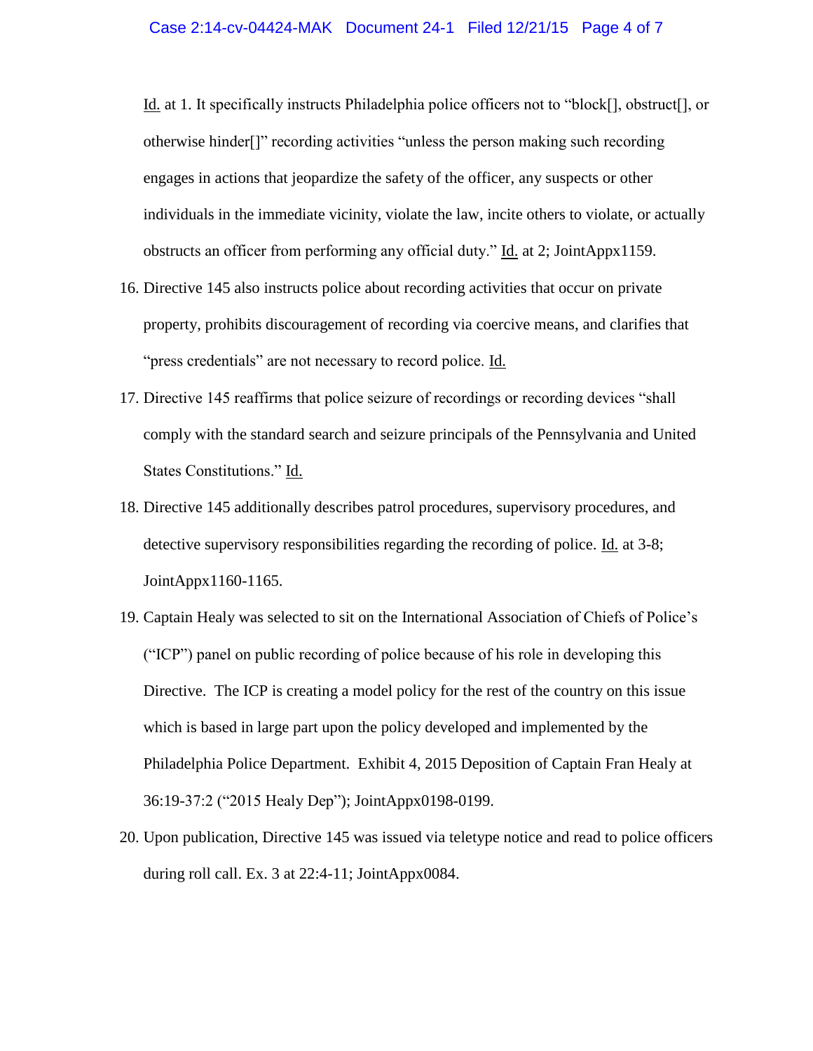Id. at 1. It specifically instructs Philadelphia police officers not to "block[], obstruct[], or otherwise hinder[]" recording activities "unless the person making such recording engages in actions that jeopardize the safety of the officer, any suspects or other individuals in the immediate vicinity, violate the law, incite others to violate, or actually obstructs an officer from performing any official duty." Id. at 2; JointAppx1159.

16. Directive 145 also instructs police about recording activities that occur on private property, prohibits discouragement of recording via coercive means, and clarifies that "press credentials" are not necessary to record police. Id.

17. Directive 145 reaffirms that police seizure of recordings or recording devices "shall comply with the standard search and seizure principals of the Pennsylvania and United States Constitutions." Id.

18. Directive 145 additionally describes patrol procedures, supervisory procedures, and detective supervisory responsibilities regarding the recording of police. Id. at 3-8; JointAppx1160-1165.

19. Captain Healy was selected to sit on the International Association of Chiefs of Police's ("ICP") panel on public recording of police because of his role in developing this Directive. The ICP is creating a model policy for the rest of the country on this issue which is based in large part upon the policy developed and implemented by the Philadelphia Police Department. Exhibit 4, 2015 Deposition of Captain Fran Healy at 36:19-37:2 ("2015 Healy Dep"); JointAppx0198-0199.

20. Upon publication, Directive 145 was issued via teletype notice and read to police officers during roll call. Ex. 3 at 22:4-11; JointAppx0084.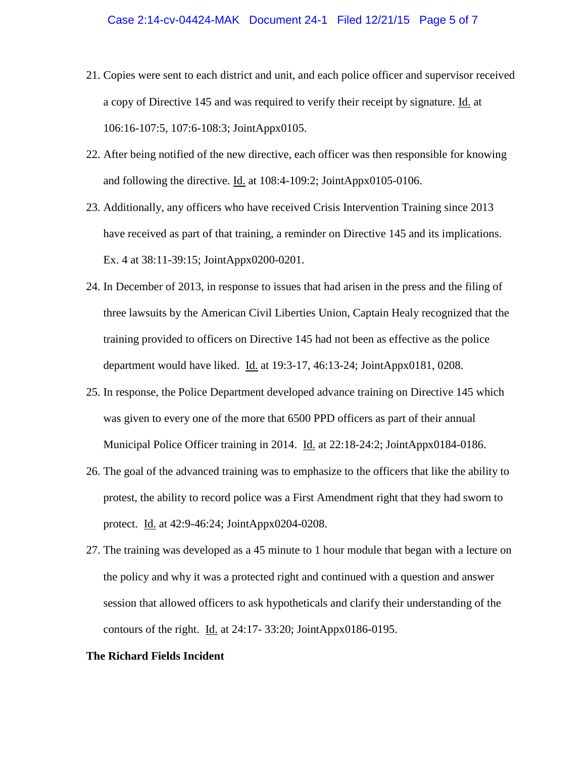21. Copies were sent to each district and unit, and each police officer and supervisor received a copy of Directive 145 and was required to verify their receipt by signature. Id. at 106:16-107:5, 107:6-108:3; JointAppx0105.

22. After being notified of the new directive, each officer was then responsible for knowing and following the directive. Id. at 108:4-109:2; JointAppx0105-0106.

23. Additionally, any officers who have received Crisis Intervention Training since 2013 have received as part of that training, a reminder on Directive 145 and its implications. Ex. 4 at 38:11-39:15; JointAppx0200-0201.

24. In December of 2013, in response to issues that had arisen in the press and the filing of three lawsuits by the American Civil Liberties Union, Captain Healy recognized that the training provided to officers on Directive 145 had not been as effective as the police department would have liked. Id. at 19:3-17, 46:13-24; JointAppx0181, 0208.

25. In response, the Police Department developed advance training on Directive 145 which was given to every one of the more that 6500 PPD officers as part of their annual Municipal Police Officer training in 2014. Id. at 22:18-24:2; JointAppx0184-0186.

26. The goal of the advanced training was to emphasize to the officers that like the ability to protest, the ability to record police was a First Amendment right that they had sworn to protect. Id. at 42:9-46:24; JointAppx0204-0208.

27. The training was developed as a 45 minute to 1 hour module that began with a lecture on the policy and why it was a protected right and continued with a question and answer session that allowed officers to ask hypotheticals and clarify their understanding of the contours of the right. Id. at 24:17- 33:20; JointAppx0186-0195.

**The Richard Fields Incident**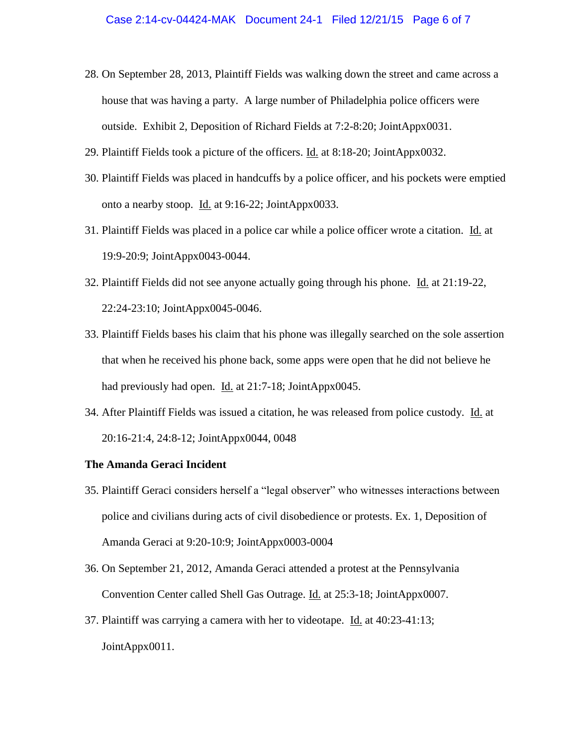28. On September 28, 2013, Plaintiff Fields was walking down the street and came across a house that was having a party. A large number of Philadelphia police officers were outside. Exhibit 2, Deposition of Richard Fields at 7:2-8:20; JointAppx0031.
29. Plaintiff Fields took a picture of the officers. Id. at 8:18-20; JointAppx0032.
30. Plaintiff Fields was placed in handcuffs by a police officer, and his pockets were emptied onto a nearby stoop. Id. at 9:16-22; JointAppx0033.
31. Plaintiff Fields was placed in a police car while a police officer wrote a citation. Id. at 19:9-20:9; JointAppx0043-0044.
32. Plaintiff Fields did not see anyone actually going through his phone. Id. at 21:19-22, 22:24-23:10; JointAppx0045-0046.
33. Plaintiff Fields bases his claim that his phone was illegally searched on the sole assertion that when he received his phone back, some apps were open that he did not believe he had previously had open. Id. at 21:7-18; JointAppx0045.
34. After Plaintiff Fields was issued a citation, he was released from police custody. Id. at 20:16-21:4, 24:8-12; JointAppx0044, 0048

**The Amanda Geraci Incident**

35. Plaintiff Geraci considers herself a "legal observer" who witnesses interactions between police and civilians during acts of civil disobedience or protests. Ex. 1, Deposition of Amanda Geraci at 9:20-10:9; JointAppx0003-0004
36. On September 21, 2012, Amanda Geraci attended a protest at the Pennsylvania Convention Center called Shell Gas Outrage. Id. at 25:3-18; JointAppx0007.
37. Plaintiff was carrying a camera with her to videotape. Id. at 40:23-41:13; JointAppx0011.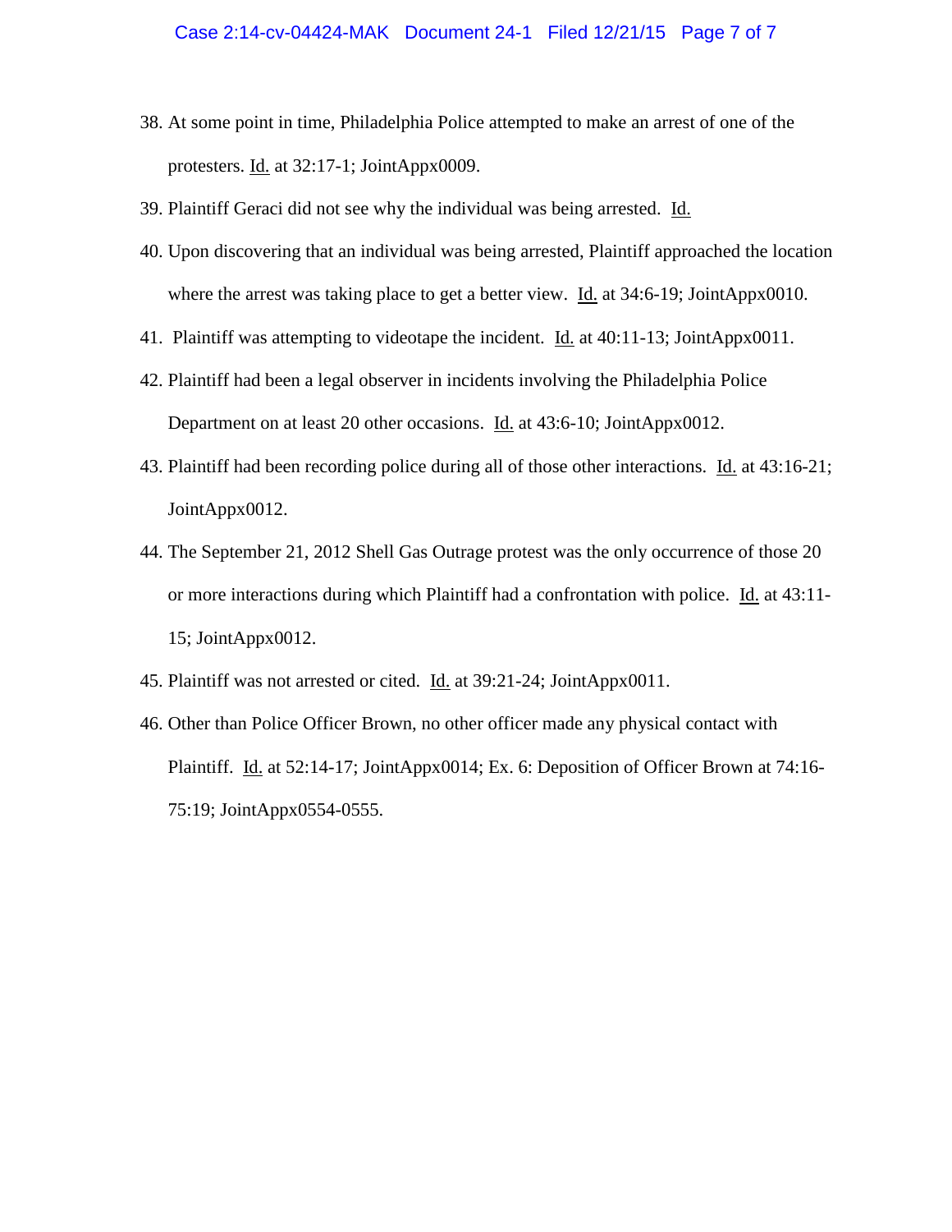38. At some point in time, Philadelphia Police attempted to make an arrest of one of the protesters. Id. at 32:17-1; JointAppx0009.
39. Plaintiff Geraci did not see why the individual was being arrested. Id.
40. Upon discovering that an individual was being arrested, Plaintiff approached the location where the arrest was taking place to get a better view. Id. at 34:6-19; JointAppx0010.
41. Plaintiff was attempting to videotape the incident. Id. at 40:11-13; JointAppx0011.
42. Plaintiff had been a legal observer in incidents involving the Philadelphia Police Department on at least 20 other occasions. Id. at 43:6-10; JointAppx0012.
43. Plaintiff had been recording police during all of those other interactions. Id. at 43:16-21; JointAppx0012.
44. The September 21, 2012 Shell Gas Outrage protest was the only occurrence of those 20 or more interactions during which Plaintiff had a confrontation with police. Id. at 43:11-15; JointAppx0012.
45. Plaintiff was not arrested or cited. Id. at 39:21-24; JointAppx0011.
46. Other than Police Officer Brown, no other officer made any physical contact with Plaintiff. Id. at 52:14-17; JointAppx0014; Ex. 6: Deposition of Officer Brown at 74:16-75:19; JointAppx0554-0555.